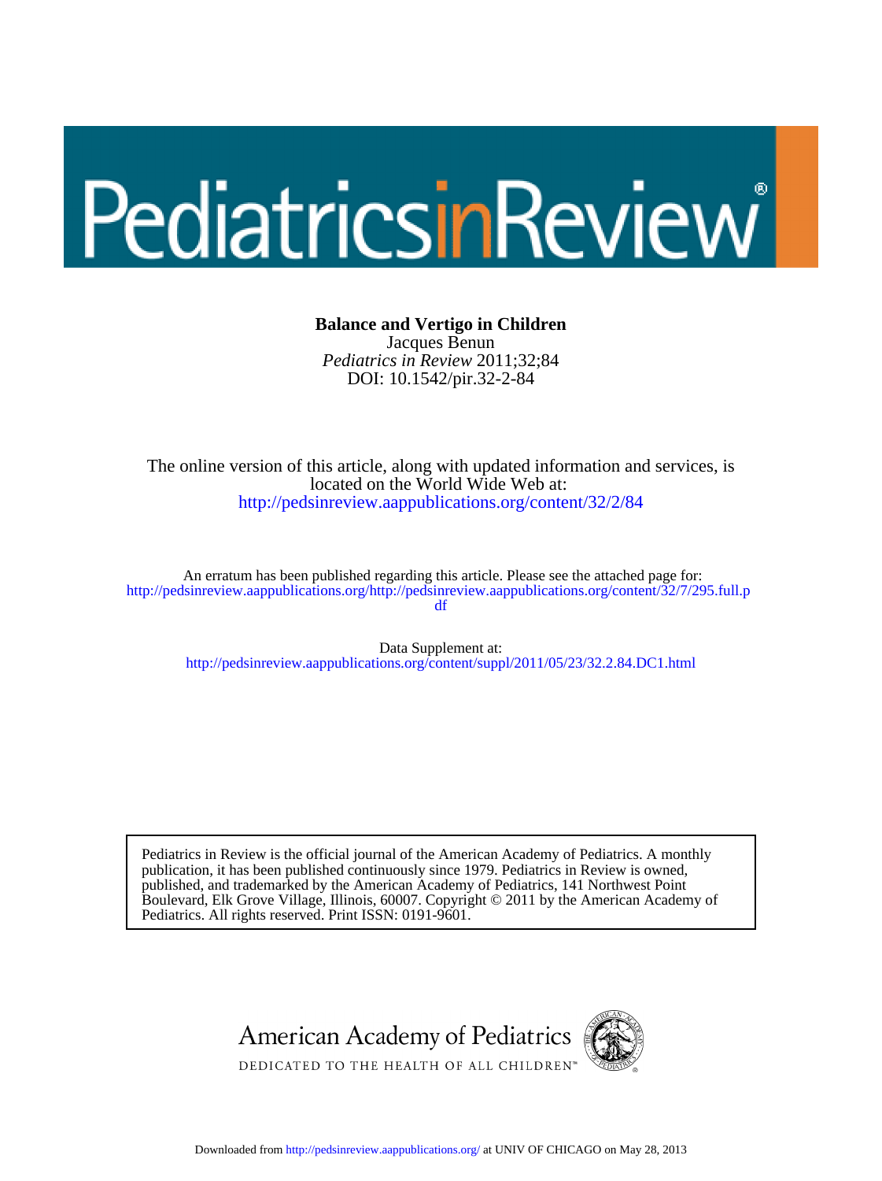# Balance and Vertigo in Children

Jacques Benun

*Pediatrics in Review* 2011;32;84

DOI: 10.1542/pir.32-2-84

The online version of this article, along with updated information and services, is located on the World Wide Web at:

http://pedsinreview.aappublications.org/content/32/2/84

An erratum has been published regarding this article. Please see the attached page for:

http://pedsinreview.aappublications.org/http://pedsinreview.aappublications.org/content/32/7/295.full.pdf

Data Supplement at:

http://pedsinreview.aappublications.org/content/suppl/2011/05/23/32.2.84.DC1.html

Pediatrics in Review is the official journal of the American Academy of Pediatrics. A monthly publication, it has been published continuously since 1979. Pediatrics in Review is owned, published, and trademarked by the American Academy of Pediatrics, 141 Northwest Point Boulevard, Elk Grove Village, Illinois, 60007. Copyright © 2011 by the American Academy of Pediatrics. All rights reserved. Print ISSN: 0191-9601.

American Academy of Pediatrics

DEDICATED TO THE HEALTH OF ALL CHILDREN™

Downloaded from http://pedsinreview.aappublications.org/ at UNIV OF CHICAGO on May 28, 2013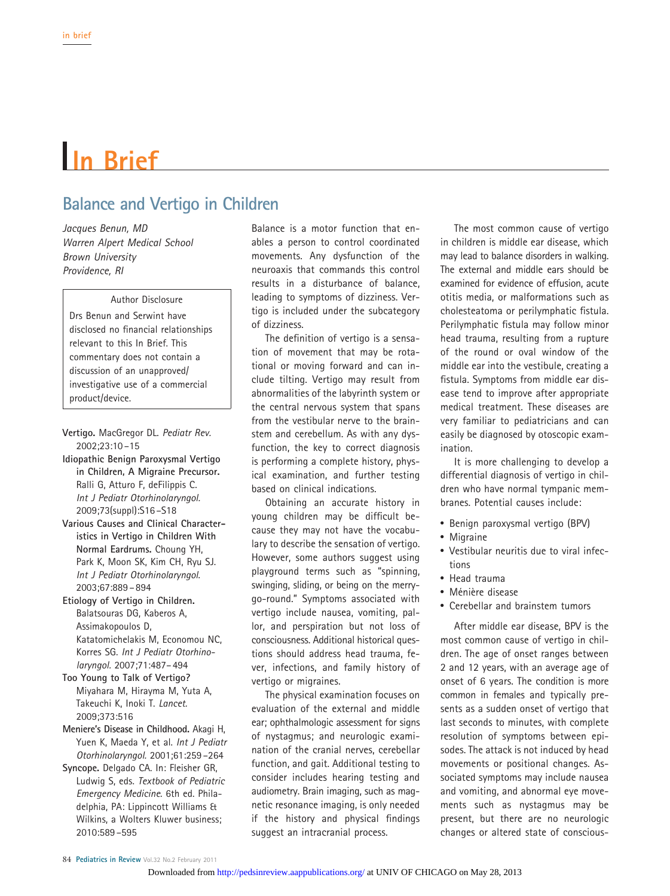# In Brief

## Balance and Vertigo in Children

*Jacques Benun, MD*
*Warren Alpert Medical School*
*Brown University*
*Providence, RI*

Author Disclosure

Drs Benun and Serwint have disclosed no financial relationships relevant to this In Brief. This commentary does not contain a discussion of an unapproved/investigative use of a commercial product/device.

**Vertigo.** MacGregor DL. *Pediatr Rev.* 2002;23:10–15

**Idiopathic Benign Paroxysmal Vertigo in Children, A Migraine Precursor.** Ralli G, Atturo F, deFilippis C. *Int J Pediatr Otorhinolaryngol.* 2009;73(suppl):S16–S18

**Various Causes and Clinical Characteristics in Vertigo in Children With Normal Eardrums.** Choung YH, Park K, Moon SK, Kim CH, Ryu SJ. *Int J Pediatr Otorhinolaryngol.* 2003;67:889–894

**Etiology of Vertigo in Children.** Balatsouras DG, Kaberos A, Assimakopoulos D, Katatomichelakis M, Economou NC, Korres SG. *Int J Pediatr Otorhinolaryngol.* 2007;71:487–494

**Too Young to Talk of Vertigo?** Miyahara M, Hirayma M, Yuta A, Takeuchi K, Inoki T. *Lancet.* 2009;373:516

**Meniere's Disease in Childhood.** Akagi H, Yuen K, Maeda Y, et al. *Int J Pediatr Otorhinolaryngol.* 2001;61:259–264

**Syncope.** Delgado CA. In: Fleisher GR, Ludwig S, eds. *Textbook of Pediatric Emergency Medicine*. 6th ed. Philadelphia, PA: Lippincott Williams & Wilkins, a Wolters Kluwer business; 2010:589–595

Balance is a motor function that enables a person to control coordinated movements. Any dysfunction of the neuroaxis that commands this control results in a disturbance of balance, leading to symptoms of dizziness. Vertigo is included under the subcategory of dizziness.

The definition of vertigo is a sensation of movement that may be rotational or moving forward and can include tilting. Vertigo may result from abnormalities of the labyrinth system or the central nervous system that spans from the vestibular nerve to the brainstem and cerebellum. As with any dysfunction, the key to correct diagnosis is performing a complete history, physical examination, and further testing based on clinical indications.

Obtaining an accurate history in young children may be difficult because they may not have the vocabulary to describe the sensation of vertigo. However, some authors suggest using playground terms such as "spinning, swinging, sliding, or being on the merry-go-round." Symptoms associated with vertigo include nausea, vomiting, pallor, and perspiration but not loss of consciousness. Additional historical questions should address head trauma, fever, infections, and family history of vertigo or migraines.

The physical examination focuses on evaluation of the external and middle ear; ophthalmologic assessment for signs of nystagmus; and neurologic examination of the cranial nerves, cerebellar function, and gait. Additional testing to consider includes hearing testing and audiometry. Brain imaging, such as magnetic resonance imaging, is only needed if the history and physical findings suggest an intracranial process.

The most common cause of vertigo in children is middle ear disease, which may lead to balance disorders in walking. The external and middle ears should be examined for evidence of effusion, acute otitis media, or malformations such as cholesteatoma or perilymphatic fistula. Perilymphatic fistula may follow minor head trauma, resulting from a rupture of the round or oval window of the middle ear into the vestibule, creating a fistula. Symptoms from middle ear disease tend to improve after appropriate medical treatment. These diseases are very familiar to pediatricians and can easily be diagnosed by otoscopic examination.

It is more challenging to develop a differential diagnosis of vertigo in children who have normal tympanic membranes. Potential causes include:

- Benign paroxysmal vertigo (BPV)
- Migraine
- Vestibular neuritis due to viral infections
- Head trauma
- Ménière disease
- Cerebellar and brainstem tumors

After middle ear disease, BPV is the most common cause of vertigo in children. The age of onset ranges between 2 and 12 years, with an average age of onset of 6 years. The condition is more common in females and typically presents as a sudden onset of vertigo that last seconds to minutes, with complete resolution of symptoms between episodes. The attack is not induced by head movements or positional changes. Associated symptoms may include nausea and vomiting, and abnormal eye movements such as nystagmus may be present, but there are no neurologic changes or altered state of conscious-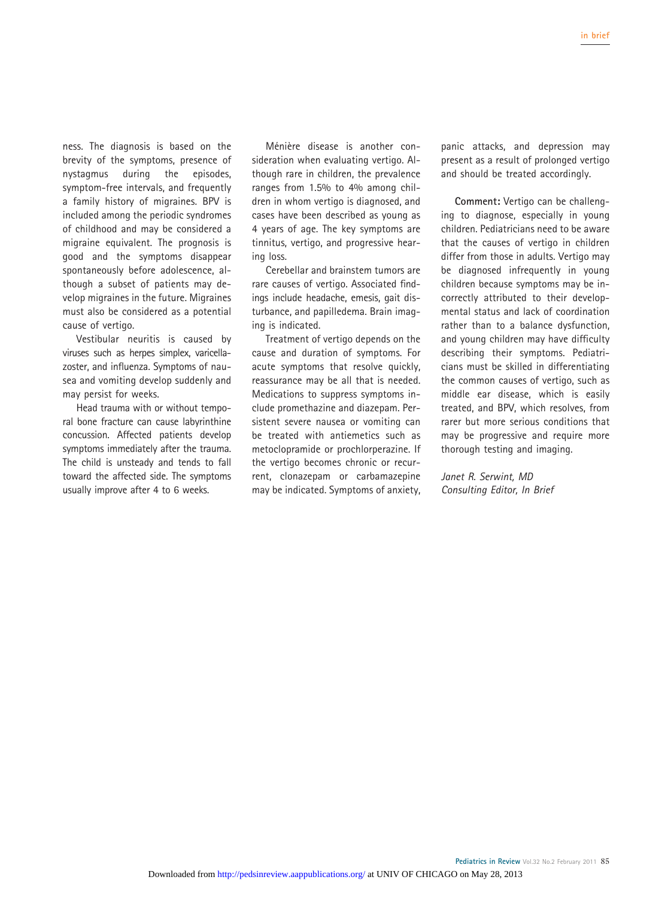ness. The diagnosis is based on the brevity of the symptoms, presence of nystagmus during the episodes, symptom-free intervals, and frequently a family history of migraines. BPV is included among the periodic syndromes of childhood and may be considered a migraine equivalent. The prognosis is good and the symptoms disappear spontaneously before adolescence, although a subset of patients may develop migraines in the future. Migraines must also be considered as a potential cause of vertigo.

Vestibular neuritis is caused by viruses such as herpes simplex, varicella-zoster, and influenza. Symptoms of nausea and vomiting develop suddenly and may persist for weeks.

Head trauma with or without temporal bone fracture can cause labyrinthine concussion. Affected patients develop symptoms immediately after the trauma. The child is unsteady and tends to fall toward the affected side. The symptoms usually improve after 4 to 6 weeks.

Ménière disease is another consideration when evaluating vertigo. Although rare in children, the prevalence ranges from 1.5% to 4% among children in whom vertigo is diagnosed, and cases have been described as young as 4 years of age. The key symptoms are tinnitus, vertigo, and progressive hearing loss.

Cerebellar and brainstem tumors are rare causes of vertigo. Associated findings include headache, emesis, gait disturbance, and papilledema. Brain imaging is indicated.

Treatment of vertigo depends on the cause and duration of symptoms. For acute symptoms that resolve quickly, reassurance may be all that is needed. Medications to suppress symptoms include promethazine and diazepam. Persistent severe nausea or vomiting can be treated with antiemetics such as metoclopramide or prochlorperazine. If the vertigo becomes chronic or recurrent, clonazepam or carbamazepine may be indicated. Symptoms of anxiety, panic attacks, and depression may present as a result of prolonged vertigo and should be treated accordingly.

**Comment:** Vertigo can be challenging to diagnose, especially in young children. Pediatricians need to be aware that the causes of vertigo in children differ from those in adults. Vertigo may be diagnosed infrequently in young children because symptoms may be incorrectly attributed to their developmental status and lack of coordination rather than to a balance dysfunction, and young children may have difficulty describing their symptoms. Pediatricians must be skilled in differentiating the common causes of vertigo, such as middle ear disease, which is easily treated, and BPV, which resolves, from rarer but more serious conditions that may be progressive and require more thorough testing and imaging.

*Janet R. Serwint, MD*
*Consulting Editor, In Brief*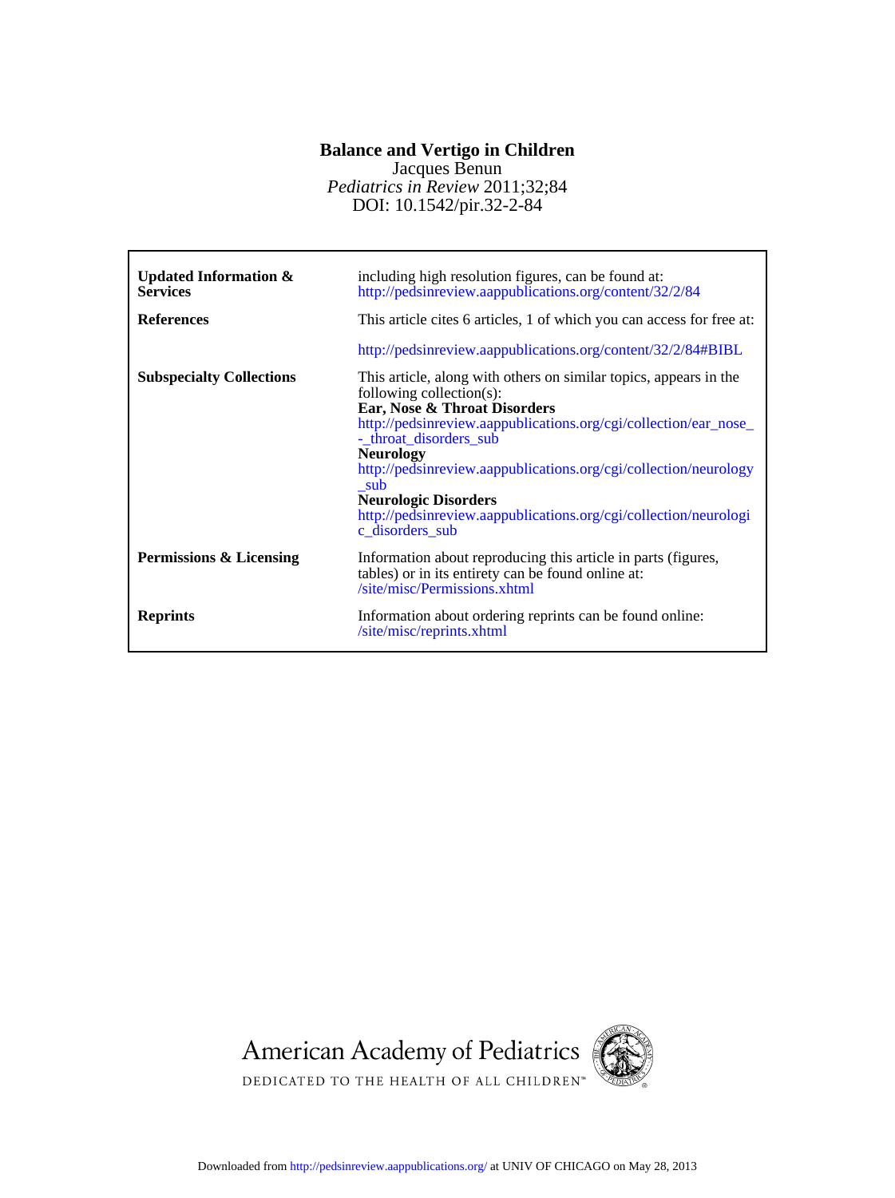# Balance and Vertigo in Children

Jacques Benun

*Pediatrics in Review* 2011;32;84

DOI: 10.1542/pir.32-2-84

| | |
|---|---|
| **Updated Information & Services** | including high resolution figures, can be found at: http://pedsinreview.aappublications.org/content/32/2/84 |
| **References** | This article cites 6 articles, 1 of which you can access for free at: http://pedsinreview.aappublications.org/content/32/2/84#BIBL |
| **Subspecialty Collections** | This article, along with others on similar topics, appears in the following collection(s): **Ear, Nose & Throat Disorders** http://pedsinreview.aappublications.org/cgi/collection/ear_nose_-_throat_disorders_sub **Neurology** http://pedsinreview.aappublications.org/cgi/collection/neurology_sub **Neurologic Disorders** http://pedsinreview.aappublications.org/cgi/collection/neurologic_disorders_sub |
| **Permissions & Licensing** | Information about reproducing this article in parts (figures, tables) or in its entirety can be found online at: /site/misc/Permissions.xhtml |
| **Reprints** | Information about ordering reprints can be found online: /site/misc/reprints.xhtml |

American Academy of Pediatrics

DEDICATED TO THE HEALTH OF ALL CHILDREN™

Downloaded from http://pedsinreview.aappublications.org/ at UNIV OF CHICAGO on May 28, 2013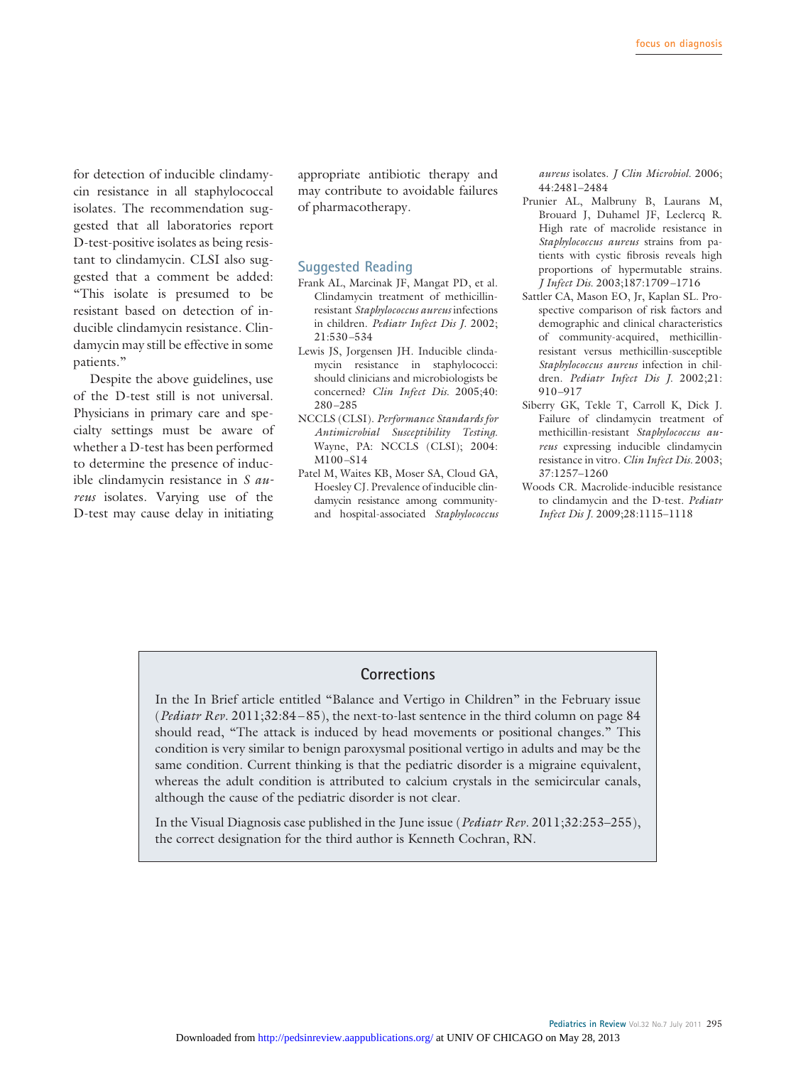for detection of inducible clindamycin resistance in all staphylococcal isolates. The recommendation suggested that all laboratories report D-test-positive isolates as being resistant to clindamycin. CLSI also suggested that a comment be added: "This isolate is presumed to be resistant based on detection of inducible clindamycin resistance. Clindamycin may still be effective in some patients."

Despite the above guidelines, use of the D-test still is not universal. Physicians in primary care and specialty settings must be aware of whether a D-test has been performed to determine the presence of inducible clindamycin resistance in *S aureus* isolates. Varying use of the D-test may cause delay in initiating appropriate antibiotic therapy and may contribute to avoidable failures of pharmacotherapy.

## Suggested Reading

Frank AL, Marcinak JF, Mangat PD, et al. Clindamycin treatment of methicillin-resistant *Staphylococcus aureus* infections in children. *Pediatr Infect Dis J.* 2002;21:530–534

Lewis JS, Jorgensen JH. Inducible clindamycin resistance in staphylococci: should clinicians and microbiologists be concerned? *Clin Infect Dis.* 2005;40:280–285

NCCLS (CLSI). *Performance Standards for Antimicrobial Susceptibility Testing.* Wayne, PA: NCCLS (CLSI); 2004: M100–S14

Patel M, Waites KB, Moser SA, Cloud GA, Hoesley CJ. Prevalence of inducible clindamycin resistance among community- and hospital-associated *Staphylococcus aureus* isolates. *J Clin Microbiol.* 2006;44:2481–2484

Prunier AL, Malbruny B, Laurans M, Brouard J, Duhamel JF, Leclercq R. High rate of macrolide resistance in *Staphylococcus aureus* strains from patients with cystic fibrosis reveals high proportions of hypermutable strains. *J Infect Dis.* 2003;187:1709–1716

Sattler CA, Mason EO, Jr, Kaplan SL. Prospective comparison of risk factors and demographic and clinical characteristics of community-acquired, methicillin-resistant versus methicillin-susceptible *Staphylococcus aureus* infection in children. *Pediatr Infect Dis J.* 2002;21:910–917

Siberry GK, Tekle T, Carroll K, Dick J. Failure of clindamycin treatment of methicillin-resistant *Staphylococcus aureus* expressing inducible clindamycin resistance in vitro. *Clin Infect Dis.* 2003;37:1257–1260

Woods CR. Macrolide-inducible resistance to clindamycin and the D-test. *Pediatr Infect Dis J.* 2009;28:1115–1118

## Corrections

In the In Brief article entitled "Balance and Vertigo in Children" in the February issue (*Pediatr Rev*. 2011;32:84–85), the next-to-last sentence in the third column on page 84 should read, "The attack is induced by head movements or positional changes." This condition is very similar to benign paroxysmal positional vertigo in adults and may be the same condition. Current thinking is that the pediatric disorder is a migraine equivalent, whereas the adult condition is attributed to calcium crystals in the semicircular canals, although the cause of the pediatric disorder is not clear.

In the Visual Diagnosis case published in the June issue (*Pediatr Rev*. 2011;32:253–255), the correct designation for the third author is Kenneth Cochran, RN.